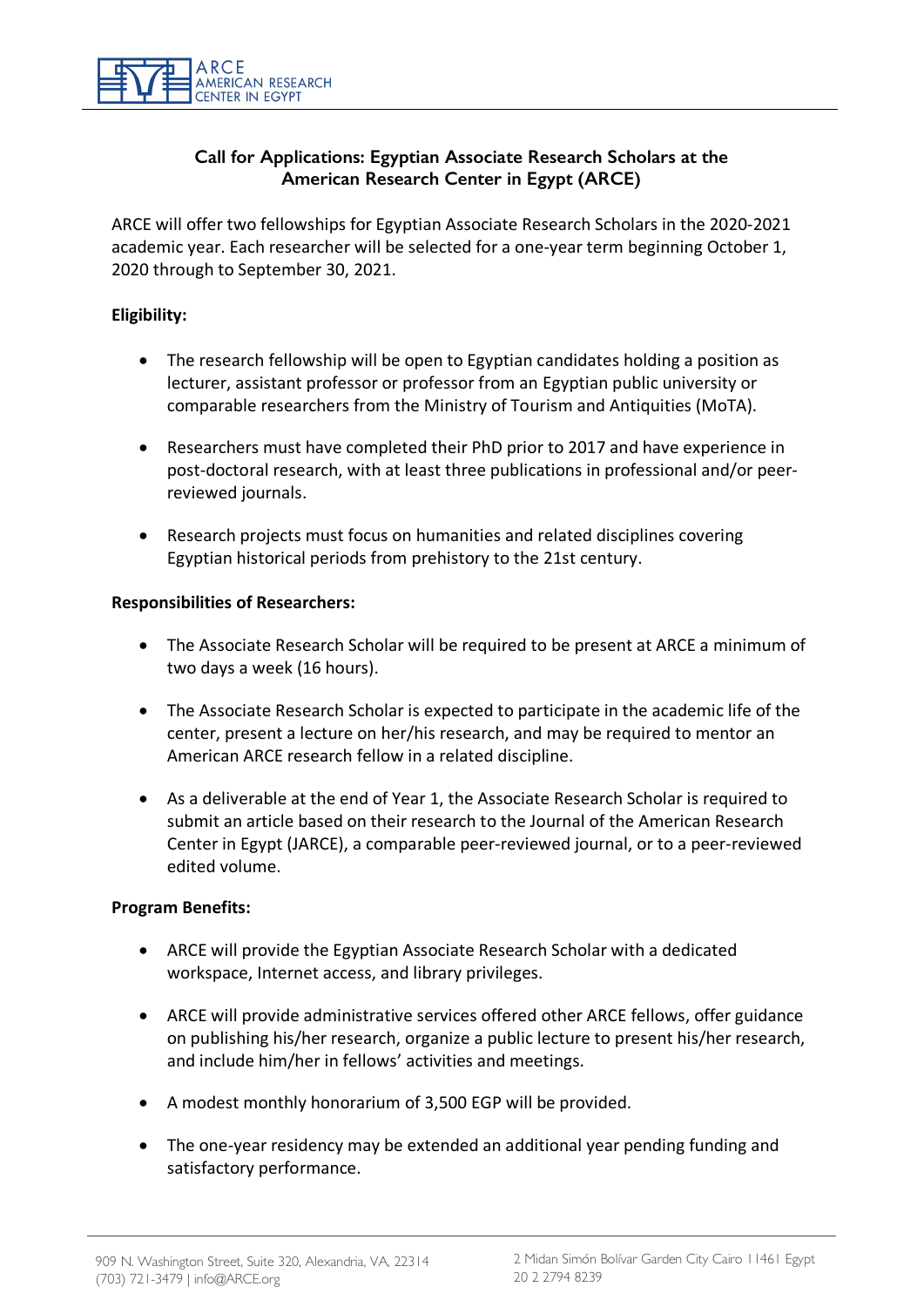## Call for Applications: Egyptian Associate Research Scholars at the American Research Center in Egypt (ARCE)

ARCE will offer two fellowships for Egyptian Associate Research Scholars in the 2020-2021 academic year. Each researcher will be selected for a one-year term beginning October 1, 2020 through to September 30, 2021.

**Eligibility:**

- The research fellowship will be open to Egyptian candidates holding a position as lecturer, assistant professor or professor from an Egyptian public university or comparable researchers from the Ministry of Tourism and Antiquities (MoTA).
- Researchers must have completed their PhD prior to 2017 and have experience in post-doctoral research, with at least three publications in professional and/or peer-reviewed journals.
- Research projects must focus on humanities and related disciplines covering Egyptian historical periods from prehistory to the 21st century.

**Responsibilities of Researchers:**

- The Associate Research Scholar will be required to be present at ARCE a minimum of two days a week (16 hours).
- The Associate Research Scholar is expected to participate in the academic life of the center, present a lecture on her/his research, and may be required to mentor an American ARCE research fellow in a related discipline.
- As a deliverable at the end of Year 1, the Associate Research Scholar is required to submit an article based on their research to the Journal of the American Research Center in Egypt (JARCE), a comparable peer-reviewed journal, or to a peer-reviewed edited volume.

**Program Benefits:**

- ARCE will provide the Egyptian Associate Research Scholar with a dedicated workspace, Internet access, and library privileges.
- ARCE will provide administrative services offered other ARCE fellows, offer guidance on publishing his/her research, organize a public lecture to present his/her research, and include him/her in fellows' activities and meetings.
- A modest monthly honorarium of 3,500 EGP will be provided.
- The one-year residency may be extended an additional year pending funding and satisfactory performance.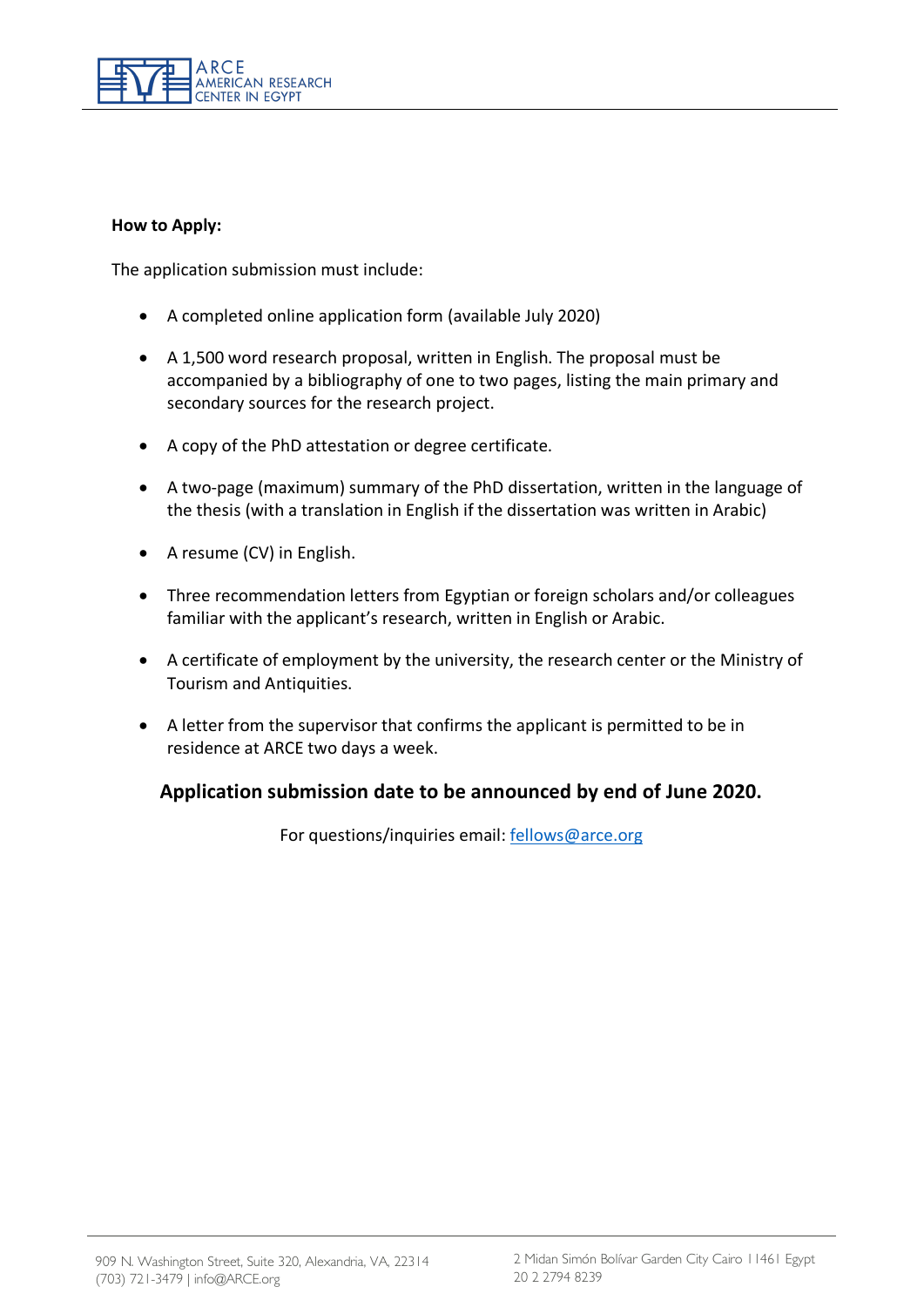**How to Apply:**

The application submission must include:

- A completed online application form (available July 2020)
- A 1,500 word research proposal, written in English. The proposal must be accompanied by a bibliography of one to two pages, listing the main primary and secondary sources for the research project.
- A copy of the PhD attestation or degree certificate.
- A two-page (maximum) summary of the PhD dissertation, written in the language of the thesis (with a translation in English if the dissertation was written in Arabic)
- A resume (CV) in English.
- Three recommendation letters from Egyptian or foreign scholars and/or colleagues familiar with the applicant's research, written in English or Arabic.
- A certificate of employment by the university, the research center or the Ministry of Tourism and Antiquities.
- A letter from the supervisor that confirms the applicant is permitted to be in residence at ARCE two days a week.

**Application submission date to be announced by end of June 2020.**

For questions/inquiries email: fellows@arce.org